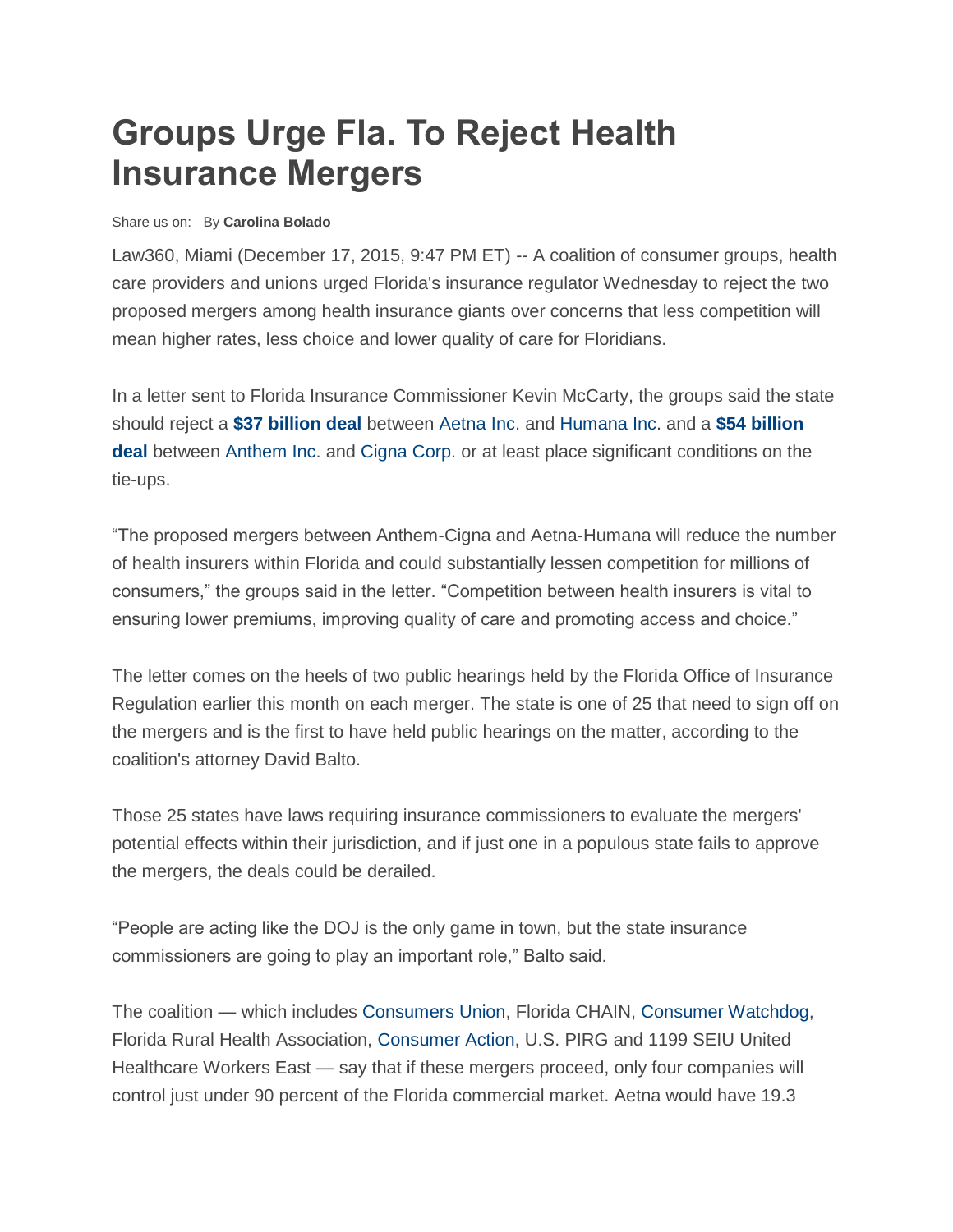# Groups Urge Fla. To Reject Health Insurance Mergers

Share us on: By **Carolina Bolado**

Law360, Miami (December 17, 2015, 9:47 PM ET) -- A coalition of consumer groups, health care providers and unions urged Florida's insurance regulator Wednesday to reject the two proposed mergers among health insurance giants over concerns that less competition will mean higher rates, less choice and lower quality of care for Floridians.

In a letter sent to Florida Insurance Commissioner Kevin McCarty, the groups said the state should reject a **$37 billion deal** between Aetna Inc. and Humana Inc. and a **$54 billion deal** between Anthem Inc. and Cigna Corp. or at least place significant conditions on the tie-ups.

"The proposed mergers between Anthem-Cigna and Aetna-Humana will reduce the number of health insurers within Florida and could substantially lessen competition for millions of consumers," the groups said in the letter. "Competition between health insurers is vital to ensuring lower premiums, improving quality of care and promoting access and choice."

The letter comes on the heels of two public hearings held by the Florida Office of Insurance Regulation earlier this month on each merger. The state is one of 25 that need to sign off on the mergers and is the first to have held public hearings on the matter, according to the coalition's attorney David Balto.

Those 25 states have laws requiring insurance commissioners to evaluate the mergers' potential effects within their jurisdiction, and if just one in a populous state fails to approve the mergers, the deals could be derailed.

"People are acting like the DOJ is the only game in town, but the state insurance commissioners are going to play an important role," Balto said.

The coalition — which includes Consumers Union, Florida CHAIN, Consumer Watchdog, Florida Rural Health Association, Consumer Action, U.S. PIRG and 1199 SEIU United Healthcare Workers East — say that if these mergers proceed, only four companies will control just under 90 percent of the Florida commercial market. Aetna would have 19.3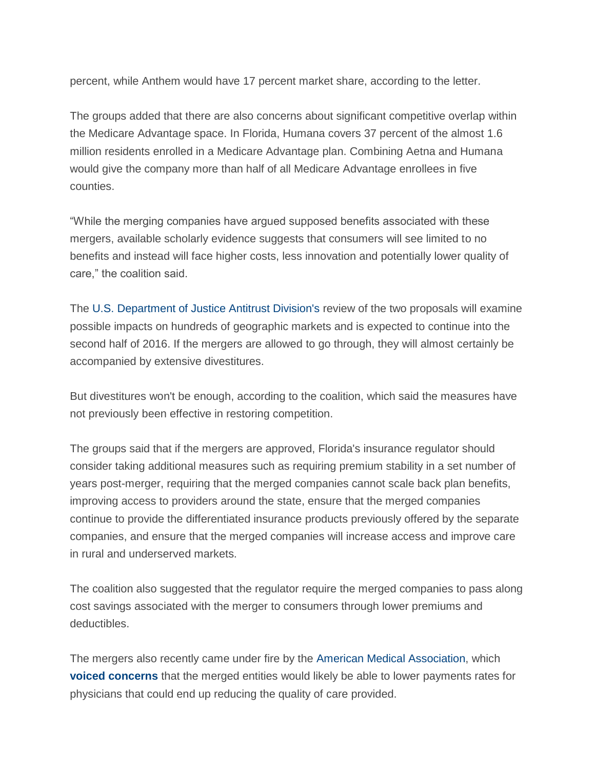percent, while Anthem would have 17 percent market share, according to the letter.

The groups added that there are also concerns about significant competitive overlap within the Medicare Advantage space. In Florida, Humana covers 37 percent of the almost 1.6 million residents enrolled in a Medicare Advantage plan. Combining Aetna and Humana would give the company more than half of all Medicare Advantage enrollees in five counties.

“While the merging companies have argued supposed benefits associated with these mergers, available scholarly evidence suggests that consumers will see limited to no benefits and instead will face higher costs, less innovation and potentially lower quality of care,” the coalition said.

The U.S. Department of Justice Antitrust Division's review of the two proposals will examine possible impacts on hundreds of geographic markets and is expected to continue into the second half of 2016. If the mergers are allowed to go through, they will almost certainly be accompanied by extensive divestitures.

But divestitures won't be enough, according to the coalition, which said the measures have not previously been effective in restoring competition.

The groups said that if the mergers are approved, Florida's insurance regulator should consider taking additional measures such as requiring premium stability in a set number of years post-merger, requiring that the merged companies cannot scale back plan benefits, improving access to providers around the state, ensure that the merged companies continue to provide the differentiated insurance products previously offered by the separate companies, and ensure that the merged companies will increase access and improve care in rural and underserved markets.

The coalition also suggested that the regulator require the merged companies to pass along cost savings associated with the merger to consumers through lower premiums and deductibles.

The mergers also recently came under fire by the American Medical Association, which **voiced concerns** that the merged entities would likely be able to lower payments rates for physicians that could end up reducing the quality of care provided.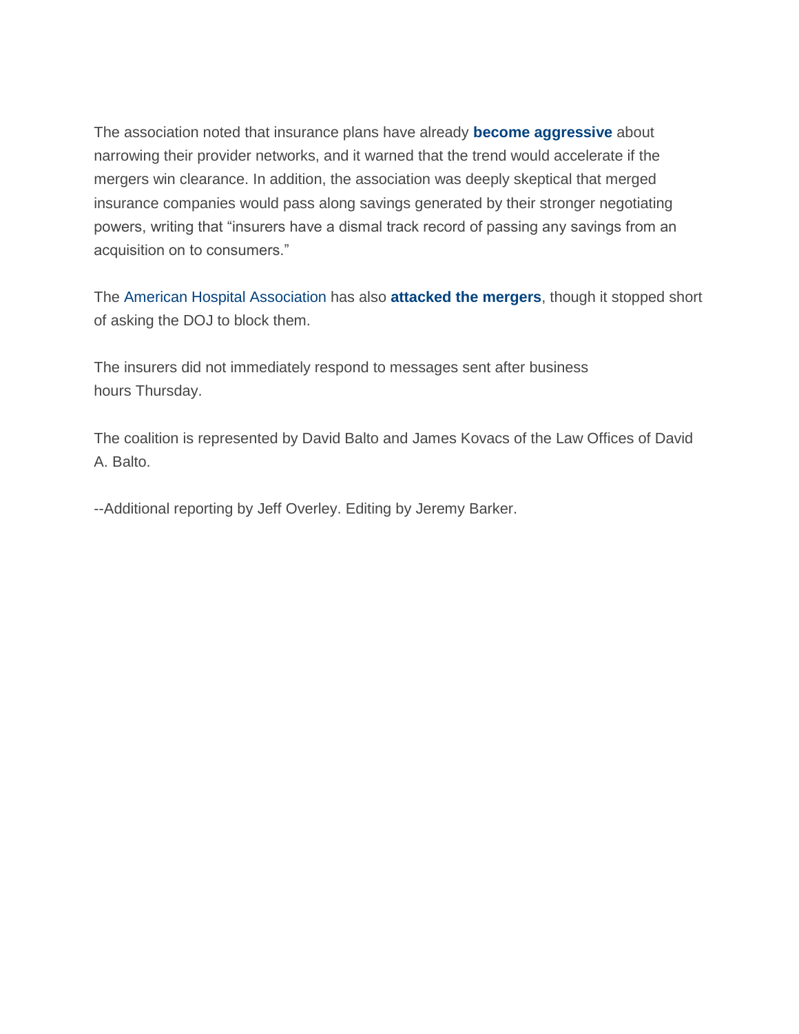The association noted that insurance plans have already **become aggressive** about narrowing their provider networks, and it warned that the trend would accelerate if the mergers win clearance. In addition, the association was deeply skeptical that merged insurance companies would pass along savings generated by their stronger negotiating powers, writing that "insurers have a dismal track record of passing any savings from an acquisition on to consumers."

The American Hospital Association has also **attacked the mergers**, though it stopped short of asking the DOJ to block them.

The insurers did not immediately respond to messages sent after business hours Thursday.

The coalition is represented by David Balto and James Kovacs of the Law Offices of David A. Balto.

--Additional reporting by Jeff Overley. Editing by Jeremy Barker.